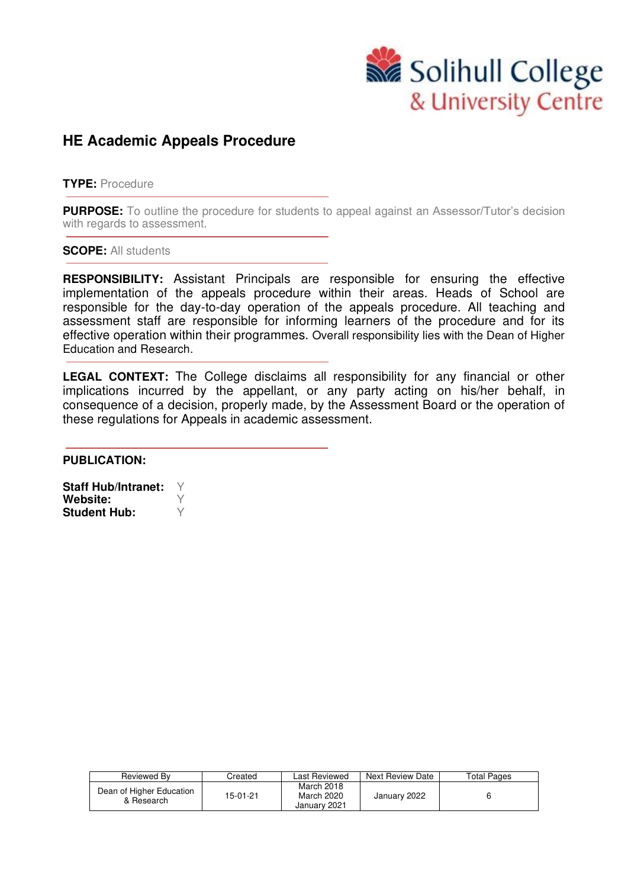Solihull College & University Centre

# HE Academic Appeals Procedure

**TYPE:** Procedure

**PURPOSE:** To outline the procedure for students to appeal against an Assessor/Tutor's decision with regards to assessment.

**SCOPE:** All students

**RESPONSIBILITY:** Assistant Principals are responsible for ensuring the effective implementation of the appeals procedure within their areas. Heads of School are responsible for the day-to-day operation of the appeals procedure. All teaching and assessment staff are responsible for informing learners of the procedure and for its effective operation within their programmes. Overall responsibility lies with the Dean of Higher Education and Research.

**LEGAL CONTEXT:** The College disclaims all responsibility for any financial or other implications incurred by the appellant, or any party acting on his/her behalf, in consequence of a decision, properly made, by the Assessment Board or the operation of these regulations for Appeals in academic assessment.

**PUBLICATION:**

**Staff Hub/Intranet:** Y
**Website:** Y
**Student Hub:** Y

| Reviewed By | Created | Last Reviewed | Next Review Date | Total Pages |
|---|---|---|---|---|
| Dean of Higher Education & Research | 15-01-21 | March 2018<br>March 2020<br>January 2021 | January 2022 | 6 |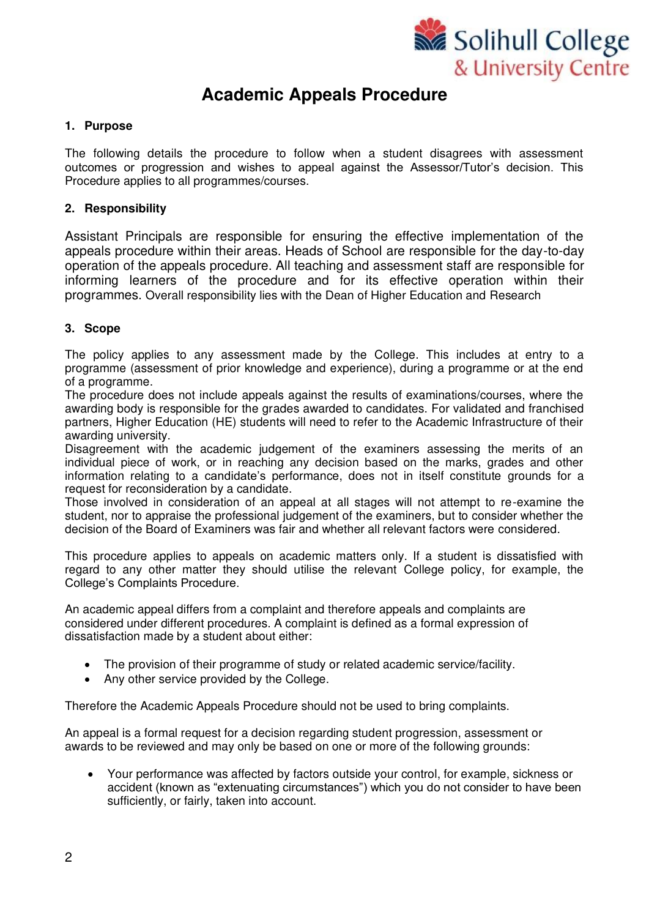# Academic Appeals Procedure

## 1. Purpose

The following details the procedure to follow when a student disagrees with assessment outcomes or progression and wishes to appeal against the Assessor/Tutor's decision. This Procedure applies to all programmes/courses.

## 2. Responsibility

Assistant Principals are responsible for ensuring the effective implementation of the appeals procedure within their areas. Heads of School are responsible for the day-to-day operation of the appeals procedure. All teaching and assessment staff are responsible for informing learners of the procedure and for its effective operation within their programmes. Overall responsibility lies with the Dean of Higher Education and Research

## 3. Scope

The policy applies to any assessment made by the College. This includes at entry to a programme (assessment of prior knowledge and experience), during a programme or at the end of a programme.
The procedure does not include appeals against the results of examinations/courses, where the awarding body is responsible for the grades awarded to candidates. For validated and franchised partners, Higher Education (HE) students will need to refer to the Academic Infrastructure of their awarding university.
Disagreement with the academic judgement of the examiners assessing the merits of an individual piece of work, or in reaching any decision based on the marks, grades and other information relating to a candidate's performance, does not in itself constitute grounds for a request for reconsideration by a candidate.
Those involved in consideration of an appeal at all stages will not attempt to re-examine the student, nor to appraise the professional judgement of the examiners, but to consider whether the decision of the Board of Examiners was fair and whether all relevant factors were considered.

This procedure applies to appeals on academic matters only. If a student is dissatisfied with regard to any other matter they should utilise the relevant College policy, for example, the College's Complaints Procedure.

An academic appeal differs from a complaint and therefore appeals and complaints are considered under different procedures. A complaint is defined as a formal expression of dissatisfaction made by a student about either:

- The provision of their programme of study or related academic service/facility.
- Any other service provided by the College.

Therefore the Academic Appeals Procedure should not be used to bring complaints.

An appeal is a formal request for a decision regarding student progression, assessment or awards to be reviewed and may only be based on one or more of the following grounds:

- Your performance was affected by factors outside your control, for example, sickness or accident (known as "extenuating circumstances") which you do not consider to have been sufficiently, or fairly, taken into account.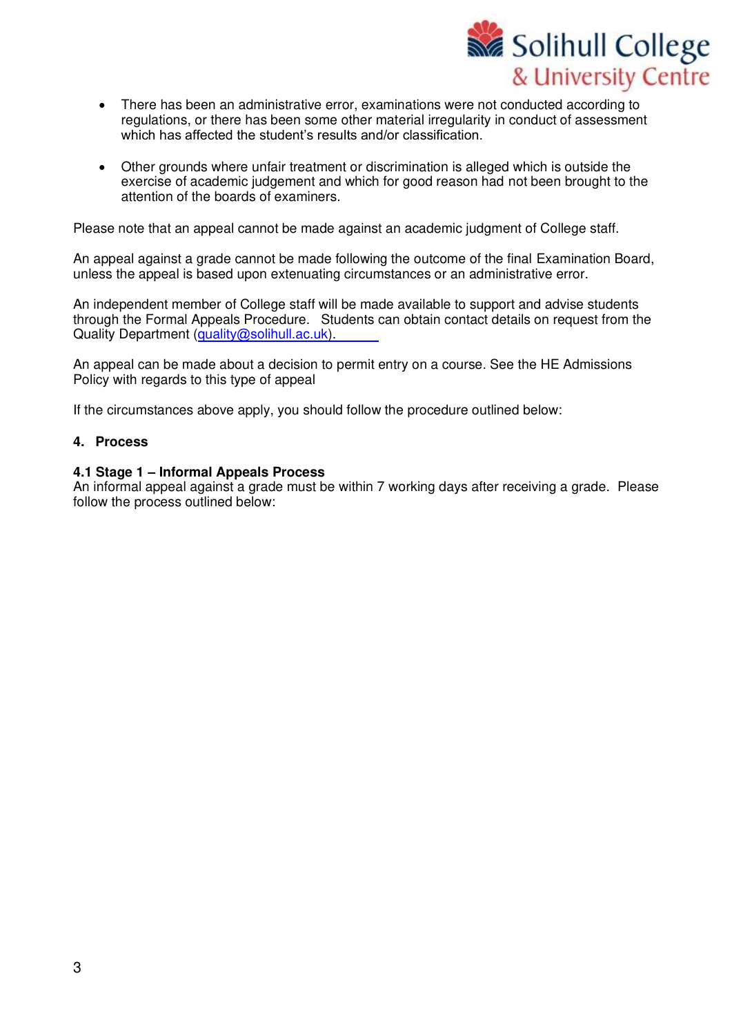- There has been an administrative error, examinations were not conducted according to regulations, or there has been some other material irregularity in conduct of assessment which has affected the student's results and/or classification.

- Other grounds where unfair treatment or discrimination is alleged which is outside the exercise of academic judgement and which for good reason had not been brought to the attention of the boards of examiners.

Please note that an appeal cannot be made against an academic judgment of College staff.

An appeal against a grade cannot be made following the outcome of the final Examination Board, unless the appeal is based upon extenuating circumstances or an administrative error.

An independent member of College staff will be made available to support and advise students through the Formal Appeals Procedure. Students can obtain contact details on request from the Quality Department (quality@solihull.ac.uk).

An appeal can be made about a decision to permit entry on a course. See the HE Admissions Policy with regards to this type of appeal

If the circumstances above apply, you should follow the procedure outlined below:

## 4. Process

### 4.1 Stage 1 – Informal Appeals Process

An informal appeal against a grade must be within 7 working days after receiving a grade. Please follow the process outlined below: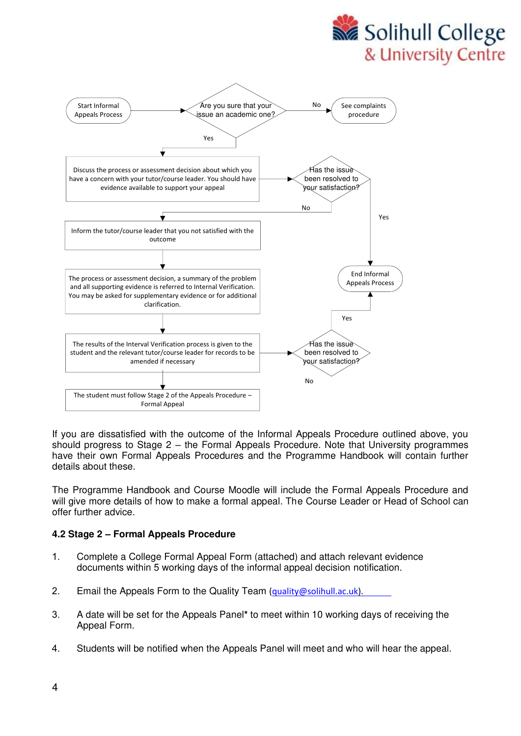Start Informal Appeals Process → Are you sure that your issue an academic one?

- No → See complaints procedure
- Yes → Discuss the process or assessment decision about which you have a concern with your tutor/course leader. You should have evidence available to support your appeal → Has the issue been resolved to your satisfaction?
  - Yes → End Informal Appeals Process
  - No → Inform the tutor/course leader that you not satisfied with the outcome → The process or assessment decision, a summary of the problem and all supporting evidence is referred to Internal Verification. You may be asked for supplementary evidence or for additional clarification. → The results of the Interval Verification process is given to the student and the relevant tutor/course leader for records to be amended if necessary → Has the issue been resolved to your satisfaction?
    - Yes → End Informal Appeals Process
    - No → The student must follow Stage 2 of the Appeals Procedure – Formal Appeal

If you are dissatisfied with the outcome of the Informal Appeals Procedure outlined above, you should progress to Stage 2 – the Formal Appeals Procedure. Note that University programmes have their own Formal Appeals Procedures and the Programme Handbook will contain further details about these.

The Programme Handbook and Course Moodle will include the Formal Appeals Procedure and will give more details of how to make a formal appeal. The Course Leader or Head of School can offer further advice.

### 4.2 Stage 2 – Formal Appeals Procedure

1. Complete a College Formal Appeal Form (attached) and attach relevant evidence documents within 5 working days of the informal appeal decision notification.

2. Email the Appeals Form to the Quality Team (quality@solihull.ac.uk).

3. A date will be set for the Appeals Panel* to meet within 10 working days of receiving the Appeal Form.

4. Students will be notified when the Appeals Panel will meet and who will hear the appeal.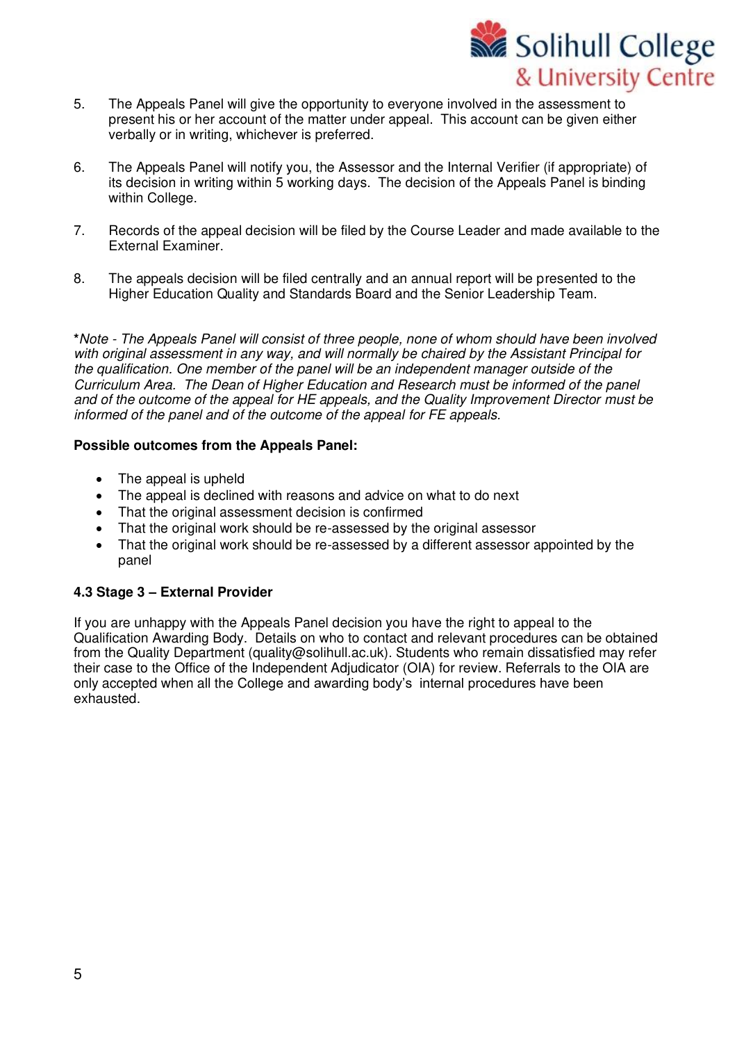5. The Appeals Panel will give the opportunity to everyone involved in the assessment to present his or her account of the matter under appeal. This account can be given either verbally or in writing, whichever is preferred.

6. The Appeals Panel will notify you, the Assessor and the Internal Verifier (if appropriate) of its decision in writing within 5 working days. The decision of the Appeals Panel is binding within College.

7. Records of the appeal decision will be filed by the Course Leader and made available to the External Examiner.

8. The appeals decision will be filed centrally and an annual report will be presented to the Higher Education Quality and Standards Board and the Senior Leadership Team.

**\***_Note - The Appeals Panel will consist of three people, none of whom should have been involved with original assessment in any way, and will normally be chaired by the Assistant Principal for the qualification. One member of the panel will be an independent manager outside of the Curriculum Area. The Dean of Higher Education and Research must be informed of the panel and of the outcome of the appeal for HE appeals, and the Quality Improvement Director must be informed of the panel and of the outcome of the appeal for FE appeals._

**Possible outcomes from the Appeals Panel:**

- The appeal is upheld
- The appeal is declined with reasons and advice on what to do next
- That the original assessment decision is confirmed
- That the original work should be re-assessed by the original assessor
- That the original work should be re-assessed by a different assessor appointed by the panel

### 4.3 Stage 3 – External Provider

If you are unhappy with the Appeals Panel decision you have the right to appeal to the Qualification Awarding Body. Details on who to contact and relevant procedures can be obtained from the Quality Department (quality@solihull.ac.uk). Students who remain dissatisfied may refer their case to the Office of the Independent Adjudicator (OIA) for review. Referrals to the OIA are only accepted when all the College and awarding body's internal procedures have been exhausted.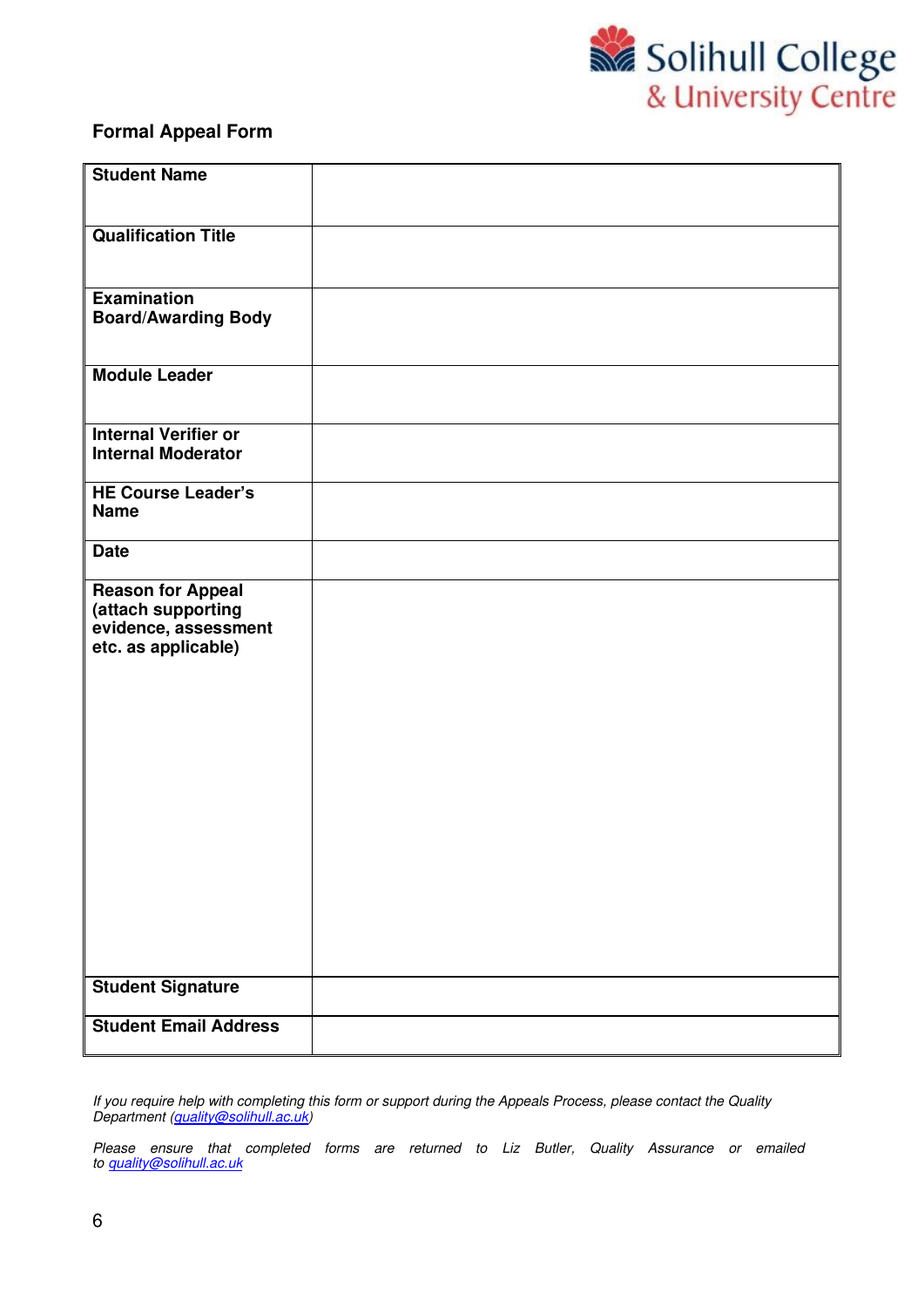## Formal Appeal Form

| | |
|---|---|
| **Student Name** | |
| **Qualification Title** | |
| **Examination Board/Awarding Body** | |
| **Module Leader** | |
| **Internal Verifier or Internal Moderator** | |
| **HE Course Leader's Name** | |
| **Date** | |
| **Reason for Appeal (attach supporting evidence, assessment etc. as applicable)** | |
| **Student Signature** | |
| **Student Email Address** | |

*If you require help with completing this form or support during the Appeals Process, please contact the Quality Department (quality@solihull.ac.uk)*

*Please ensure that completed forms are returned to Liz Butler, Quality Assurance or emailed to quality@solihull.ac.uk*